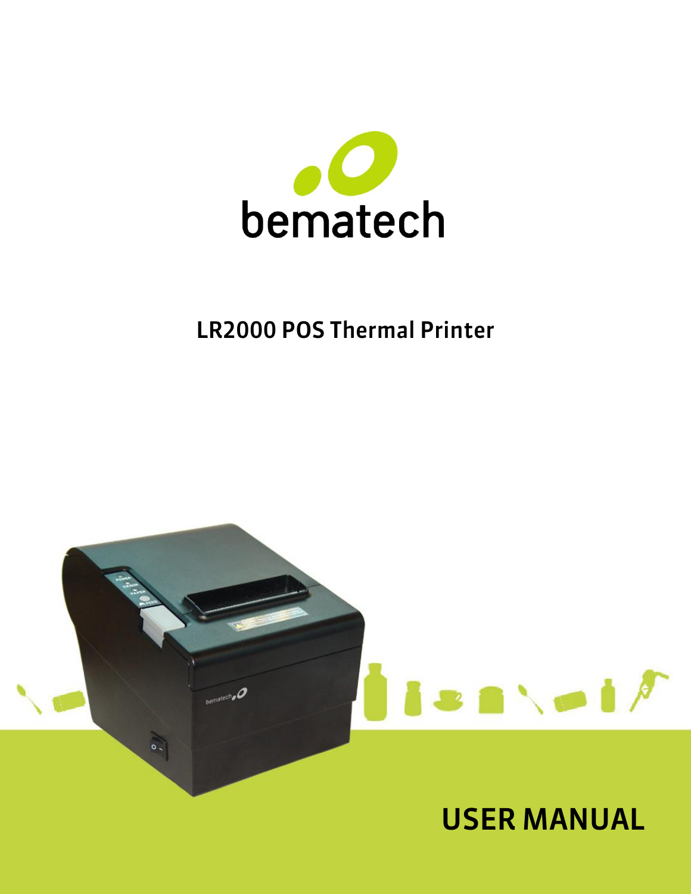bematech

# LR2000 POS Thermal Printer

# USER MANUAL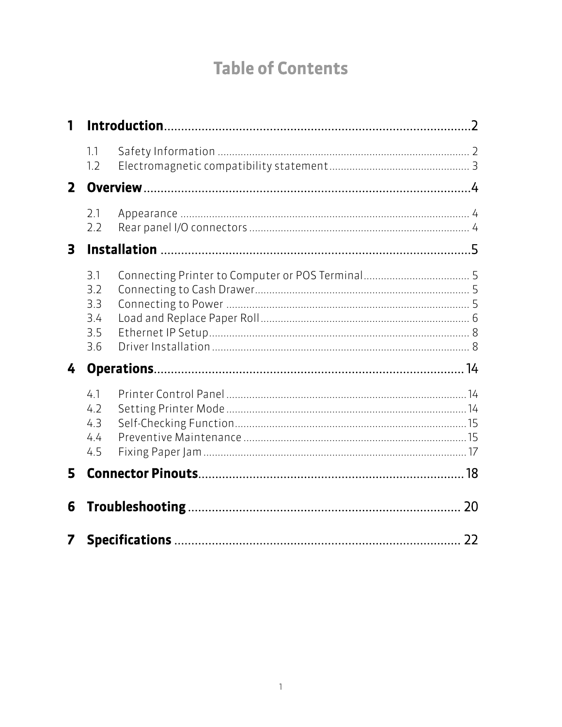# Table of Contents

**1 Introduction** .......... 2

- 1.1 Safety Information .......... 2
- 1.2 Electromagnetic compatibility statement .......... 3

**2 Overview** .......... 4

- 2.1 Appearance .......... 4
- 2.2 Rear panel I/O connectors .......... 4

**3 Installation** .......... 5

- 3.1 Connecting Printer to Computer or POS Terminal .......... 5
- 3.2 Connecting to Cash Drawer .......... 5
- 3.3 Connecting to Power .......... 5
- 3.4 Load and Replace Paper Roll .......... 6
- 3.5 Ethernet IP Setup .......... 8
- 3.6 Driver Installation .......... 8

**4 Operations** .......... 14

- 4.1 Printer Control Panel .......... 14
- 4.2 Setting Printer Mode .......... 14
- 4.3 Self-Checking Function .......... 15
- 4.4 Preventive Maintenance .......... 15
- 4.5 Fixing Paper Jam .......... 17

**5 Connector Pinouts** .......... 18

**6 Troubleshooting** .......... 20

**7 Specifications** .......... 22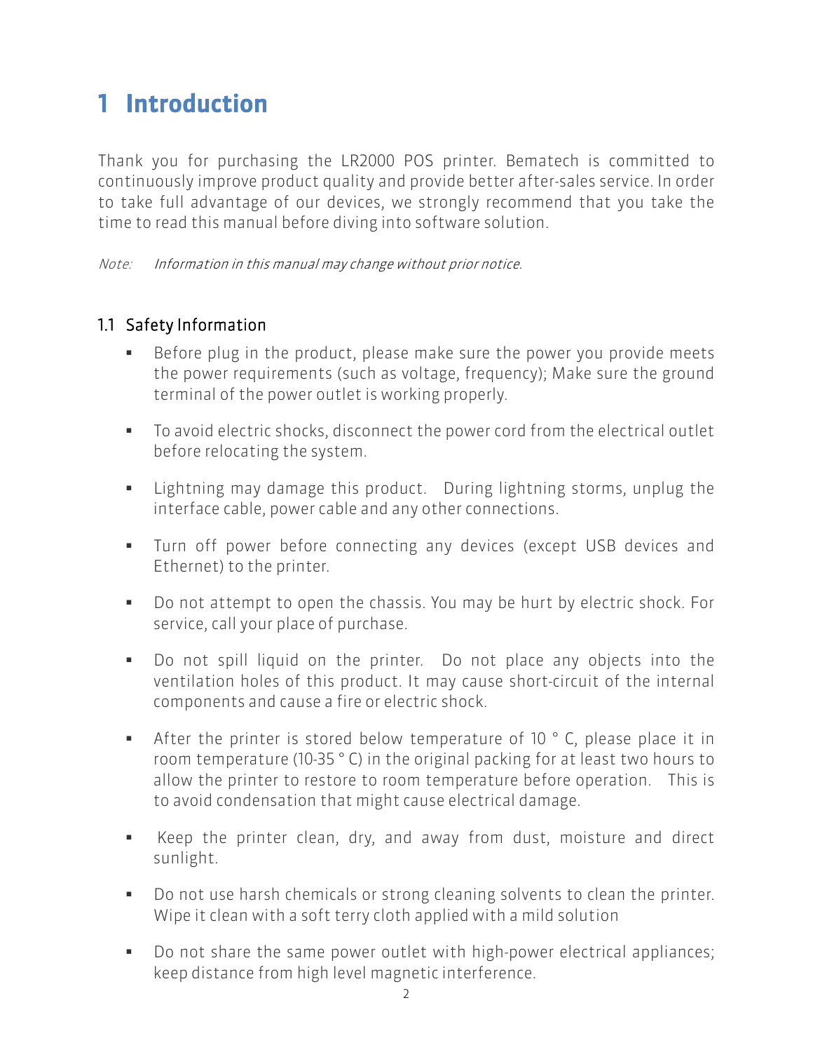# 1 Introduction

Thank you for purchasing the LR2000 POS printer. Bematech is committed to continuously improve product quality and provide better after-sales service. In order to take full advantage of our devices, we strongly recommend that you take the time to read this manual before diving into software solution.

*Note: Information in this manual may change without prior notice.*

## 1.1 Safety Information

- Before plug in the product, please make sure the power you provide meets the power requirements (such as voltage, frequency); Make sure the ground terminal of the power outlet is working properly.
- To avoid electric shocks, disconnect the power cord from the electrical outlet before relocating the system.
- Lightning may damage this product. During lightning storms, unplug the interface cable, power cable and any other connections.
- Turn off power before connecting any devices (except USB devices and Ethernet) to the printer.
- Do not attempt to open the chassis. You may be hurt by electric shock. For service, call your place of purchase.
- Do not spill liquid on the printer. Do not place any objects into the ventilation holes of this product. It may cause short-circuit of the internal components and cause a fire or electric shock.
- After the printer is stored below temperature of 10 ° C, please place it in room temperature (10-35 ° C) in the original packing for at least two hours to allow the printer to restore to room temperature before operation. This is to avoid condensation that might cause electrical damage.
- Keep the printer clean, dry, and away from dust, moisture and direct sunlight.
- Do not use harsh chemicals or strong cleaning solvents to clean the printer. Wipe it clean with a soft terry cloth applied with a mild solution
- Do not share the same power outlet with high-power electrical appliances; keep distance from high level magnetic interference.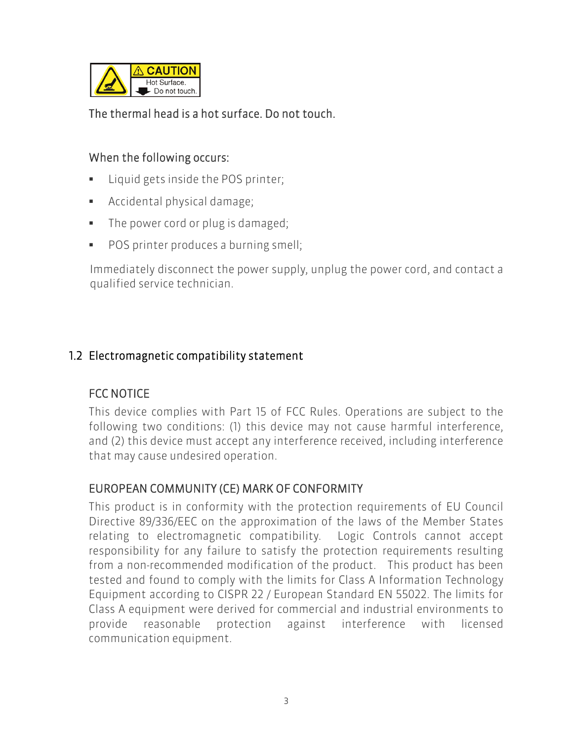CAUTION
Hot Surface.
Do not touch.

The thermal head is a hot surface. Do not touch.

When the following occurs:

- Liquid gets inside the POS printer;
- Accidental physical damage;
- The power cord or plug is damaged;
- POS printer produces a burning smell;

Immediately disconnect the power supply, unplug the power cord, and contact a qualified service technician.

## 1.2 Electromagnetic compatibility statement

### FCC NOTICE

This device complies with Part 15 of FCC Rules. Operations are subject to the following two conditions: (1) this device may not cause harmful interference, and (2) this device must accept any interference received, including interference that may cause undesired operation.

### EUROPEAN COMMUNITY (CE) MARK OF CONFORMITY

This product is in conformity with the protection requirements of EU Council Directive 89/336/EEC on the approximation of the laws of the Member States relating to electromagnetic compatibility. Logic Controls cannot accept responsibility for any failure to satisfy the protection requirements resulting from a non-recommended modification of the product. This product has been tested and found to comply with the limits for Class A Information Technology Equipment according to CISPR 22 / European Standard EN 55022. The limits for Class A equipment were derived for commercial and industrial environments to provide reasonable protection against interference with licensed communication equipment.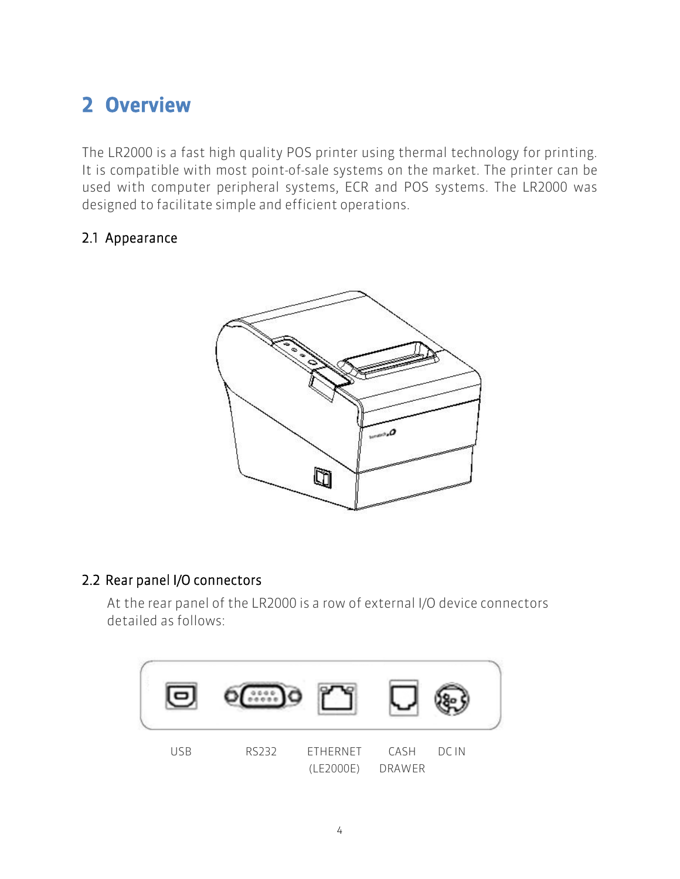# 2 Overview

The LR2000 is a fast high quality POS printer using thermal technology for printing. It is compatible with most point-of-sale systems on the market. The printer can be used with computer peripheral systems, ECR and POS systems. The LR2000 was designed to facilitate simple and efficient operations.

## 2.1 Appearance

## 2.2 Rear panel I/O connectors

At the rear panel of the LR2000 is a row of external I/O device connectors detailed as follows:

USB RS232 ETHERNET (LE2000E) CASH DRAWER DC IN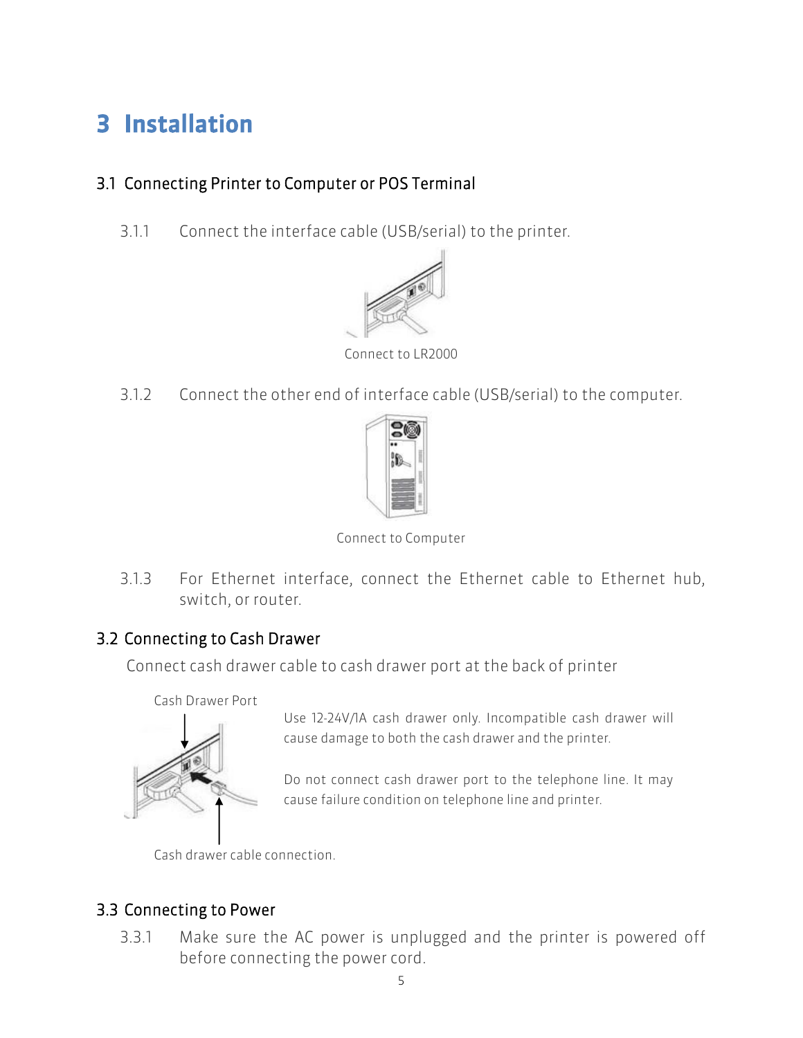# 3 Installation

## 3.1 Connecting Printer to Computer or POS Terminal

3.1.1 Connect the interface cable (USB/serial) to the printer.

Connect to LR2000

3.1.2 Connect the other end of interface cable (USB/serial) to the computer.

Connect to Computer

3.1.3 For Ethernet interface, connect the Ethernet cable to Ethernet hub, switch, or router.

## 3.2 Connecting to Cash Drawer

Connect cash drawer cable to cash drawer port at the back of printer

Cash Drawer Port

Use 12-24V/1A cash drawer only. Incompatible cash drawer will cause damage to both the cash drawer and the printer.

Do not connect cash drawer port to the telephone line. It may cause failure condition on telephone line and printer.

Cash drawer cable connection.

## 3.3 Connecting to Power

3.3.1 Make sure the AC power is unplugged and the printer is powered off before connecting the power cord.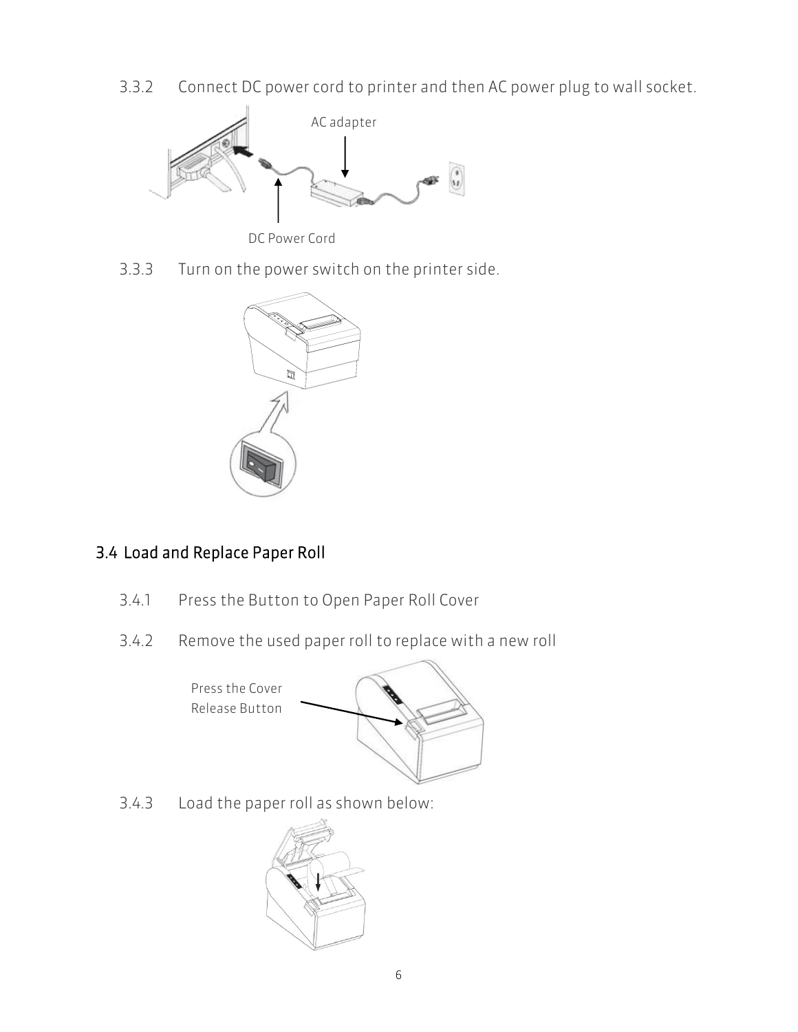3.3.2 Connect DC power cord to printer and then AC power plug to wall socket.

AC adapter

DC Power Cord

3.3.3 Turn on the power switch on the printer side.

## 3.4 Load and Replace Paper Roll

3.4.1 Press the Button to Open Paper Roll Cover

3.4.2 Remove the used paper roll to replace with a new roll

Press the Cover Release Button

3.4.3 Load the paper roll as shown below: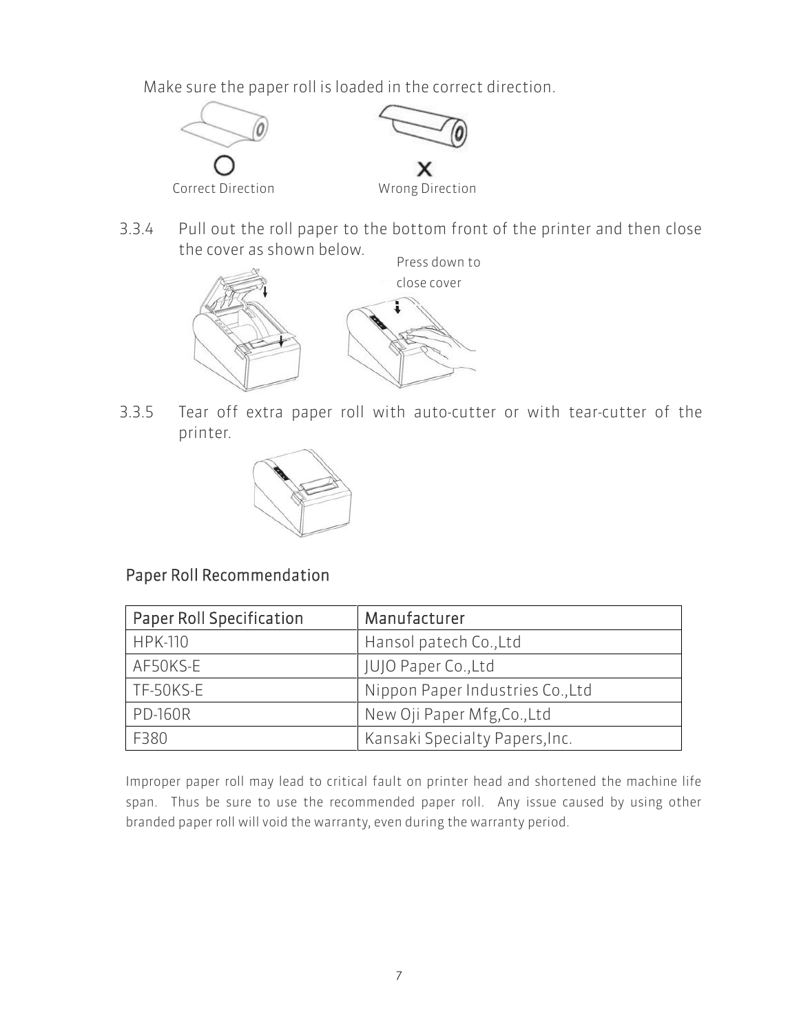Make sure the paper roll is loaded in the correct direction.

Correct Direction

Wrong Direction

3.3.4 Pull out the roll paper to the bottom front of the printer and then close the cover as shown below.

Press down to close cover

3.3.5 Tear off extra paper roll with auto-cutter or with tear-cutter of the printer.

## Paper Roll Recommendation

| Paper Roll Specification | Manufacturer |
| --- | --- |
| HPK-110 | Hansol patech Co.,Ltd |
| AF50KS-E | JUJO Paper Co.,Ltd |
| TF-50KS-E | Nippon Paper Industries Co.,Ltd |
| PD-160R | New Oji Paper Mfg,Co.,Ltd |
| F380 | Kansaki Specialty Papers,Inc. |

Improper paper roll may lead to critical fault on printer head and shortened the machine life span. Thus be sure to use the recommended paper roll. Any issue caused by using other branded paper roll will void the warranty, even during the warranty period.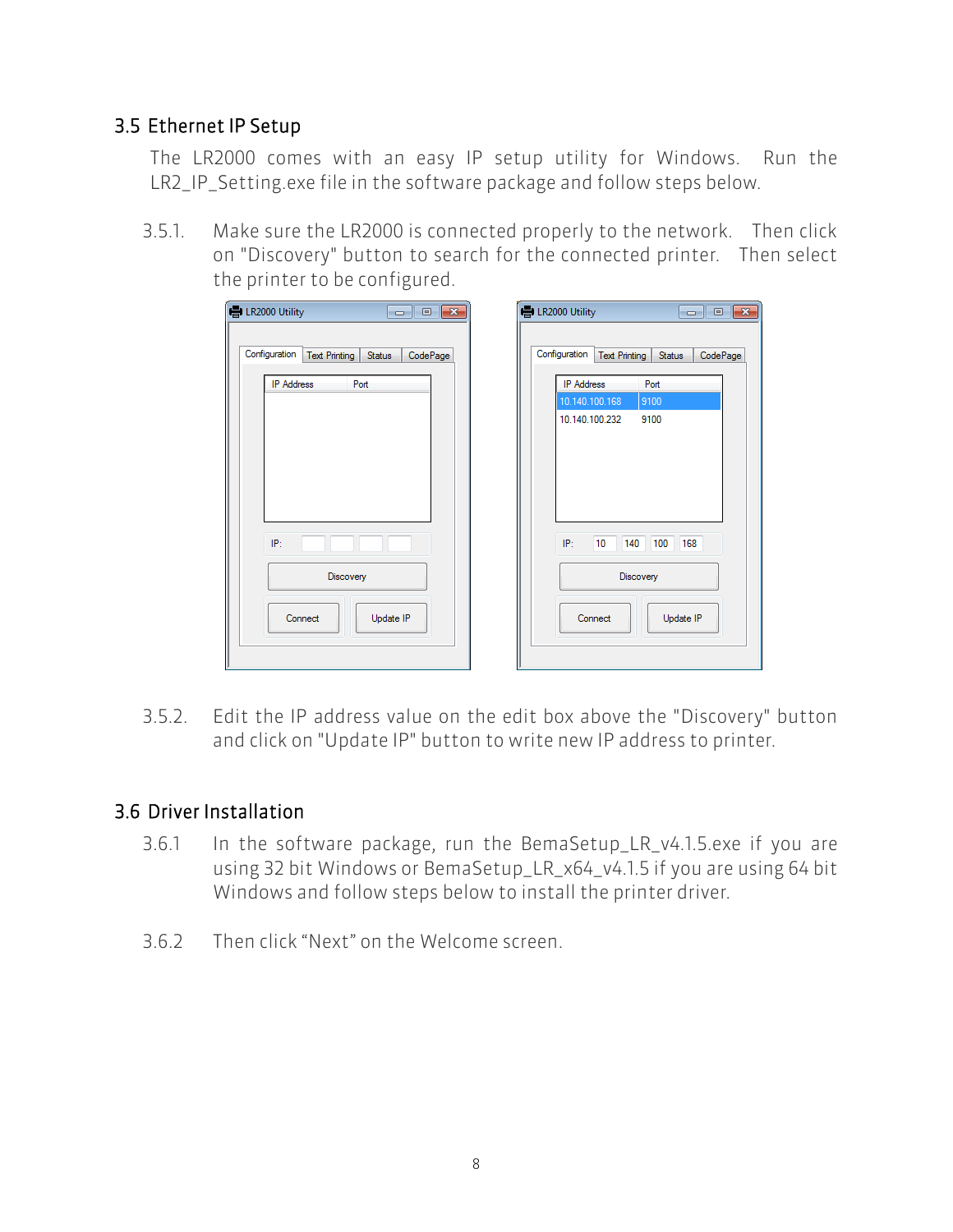## 3.5 Ethernet IP Setup

The LR2000 comes with an easy IP setup utility for Windows. Run the LR2_IP_Setting.exe file in the software package and follow steps below.

3.5.1. Make sure the LR2000 is connected properly to the network. Then click on "Discovery" button to search for the connected printer. Then select the printer to be configured.

3.5.2. Edit the IP address value on the edit box above the "Discovery" button and click on "Update IP" button to write new IP address to printer.

## 3.6 Driver Installation

3.6.1 In the software package, run the BemaSetup_LR_v4.1.5.exe if you are using 32 bit Windows or BemaSetup_LR_x64_v4.1.5 if you are using 64 bit Windows and follow steps below to install the printer driver.

3.6.2 Then click “Next” on the Welcome screen.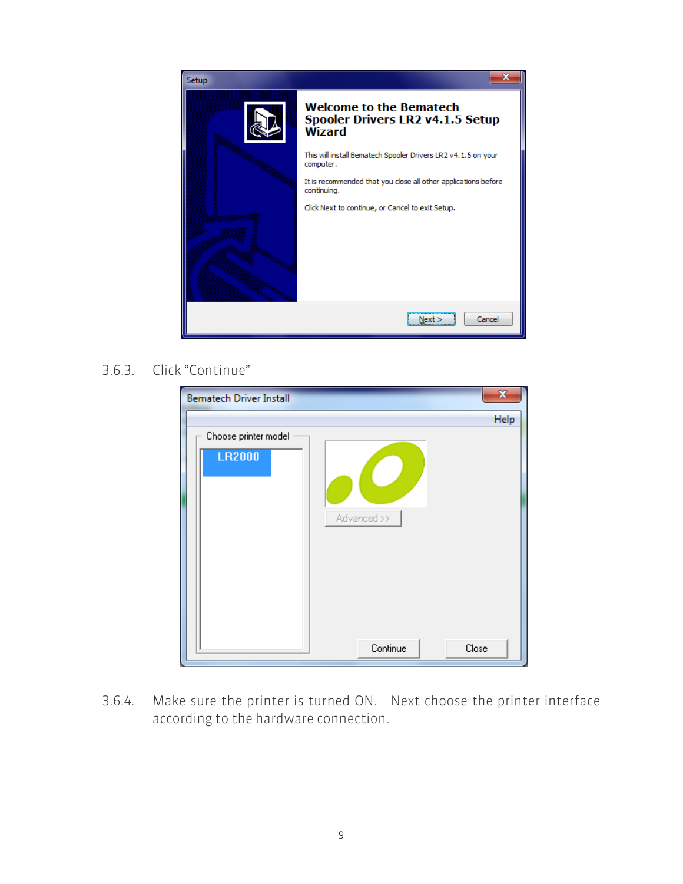3.6.3. Click “Continue”

3.6.4. Make sure the printer is turned ON. Next choose the printer interface according to the hardware connection.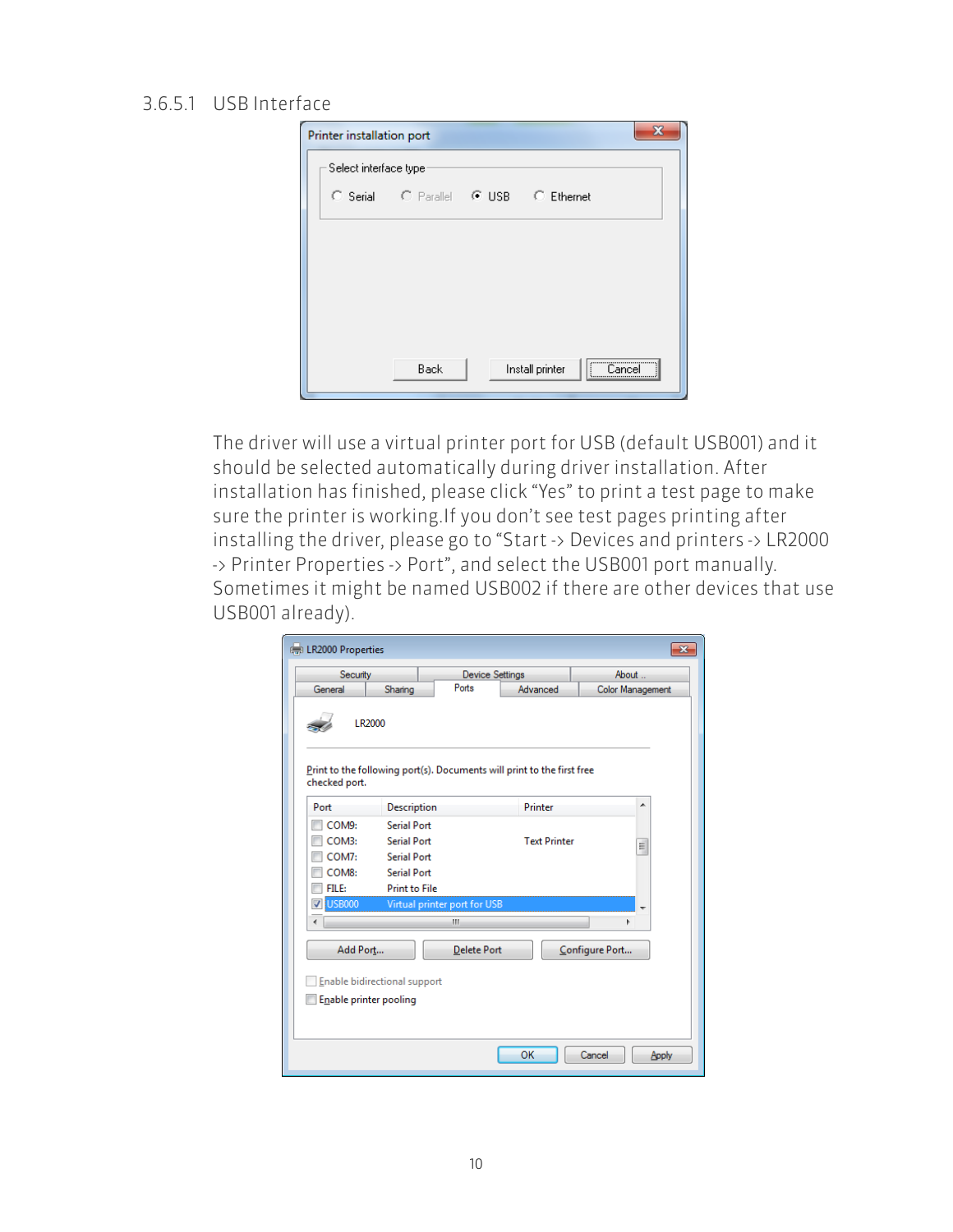### 3.6.5.1 USB Interface

The driver will use a virtual printer port for USB (default USB001) and it should be selected automatically during driver installation. After installation has finished, please click “Yes” to print a test page to make sure the printer is working.If you don’t see test pages printing after installing the driver, please go to “Start -> Devices and printers -> LR2000 -> Printer Properties -> Port”, and select the USB001 port manually. Sometimes it might be named USB002 if there are other devices that use USB001 already).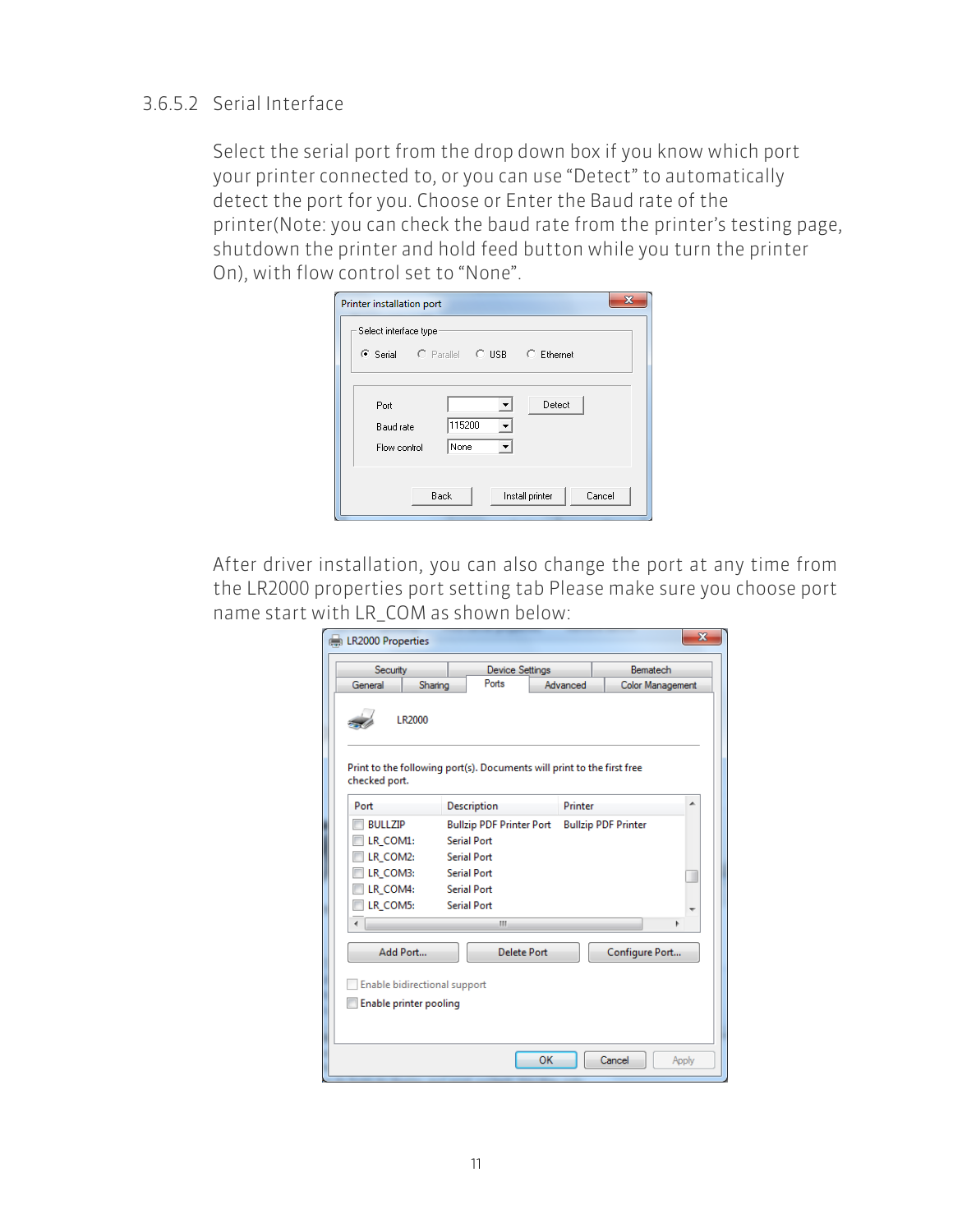### 3.6.5.2 Serial Interface

Select the serial port from the drop down box if you know which port your printer connected to, or you can use “Detect” to automatically detect the port for you. Choose or Enter the Baud rate of the printer(Note: you can check the baud rate from the printer’s testing page, shutdown the printer and hold feed button while you turn the printer On), with flow control set to “None”.

After driver installation, you can also change the port at any time from the LR2000 properties port setting tab Please make sure you choose port name start with LR_COM as shown below: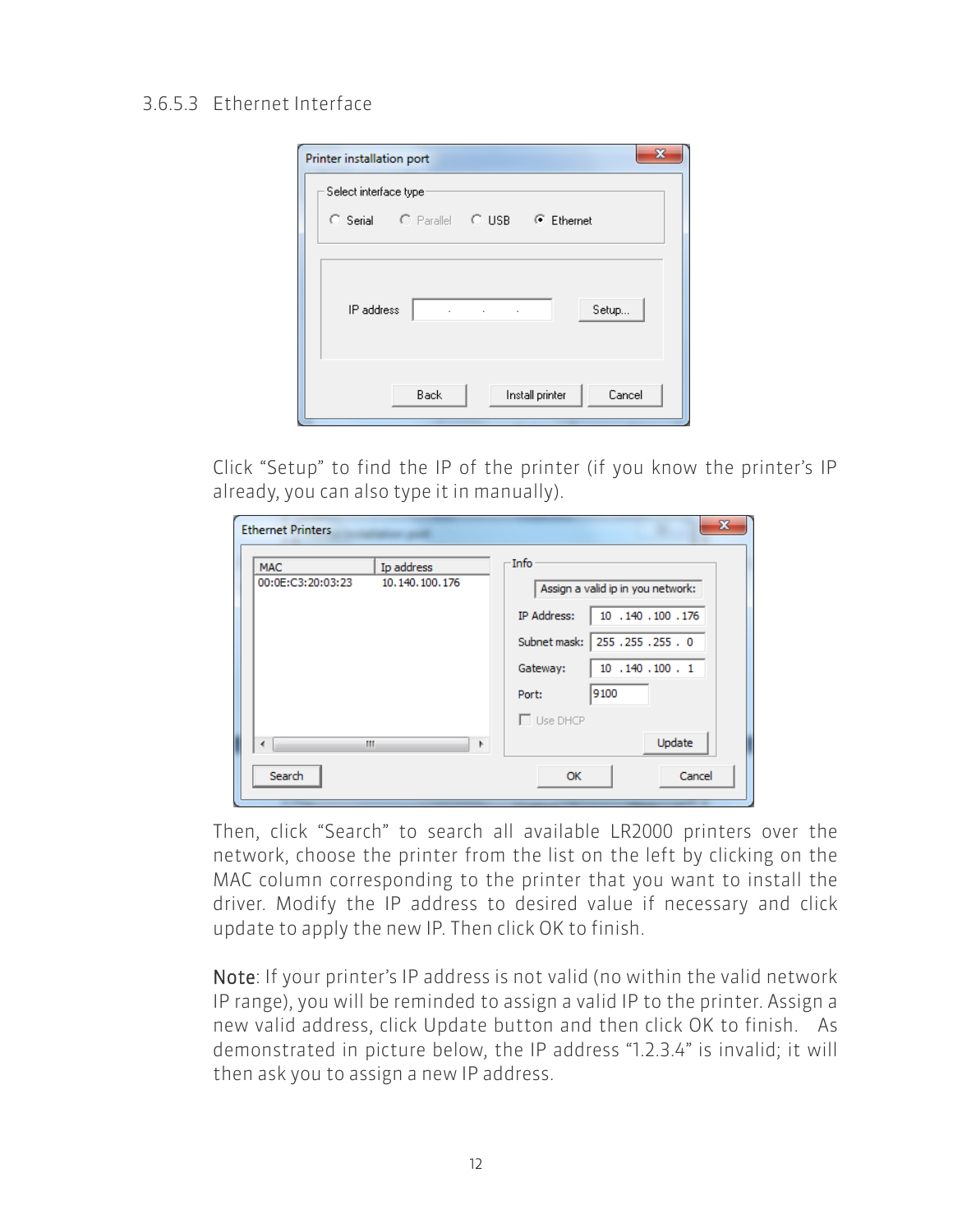### 3.6.5.3 Ethernet Interface

Click "Setup" to find the IP of the printer (if you know the printer's IP already, you can also type it in manually).

Then, click "Search" to search all available LR2000 printers over the network, choose the printer from the list on the left by clicking on the MAC column corresponding to the printer that you want to install the driver. Modify the IP address to desired value if necessary and click update to apply the new IP. Then click OK to finish.

Note: If your printer's IP address is not valid (no within the valid network IP range), you will be reminded to assign a valid IP to the printer. Assign a new valid address, click Update button and then click OK to finish. As demonstrated in picture below, the IP address "1.2.3.4" is invalid; it will then ask you to assign a new IP address.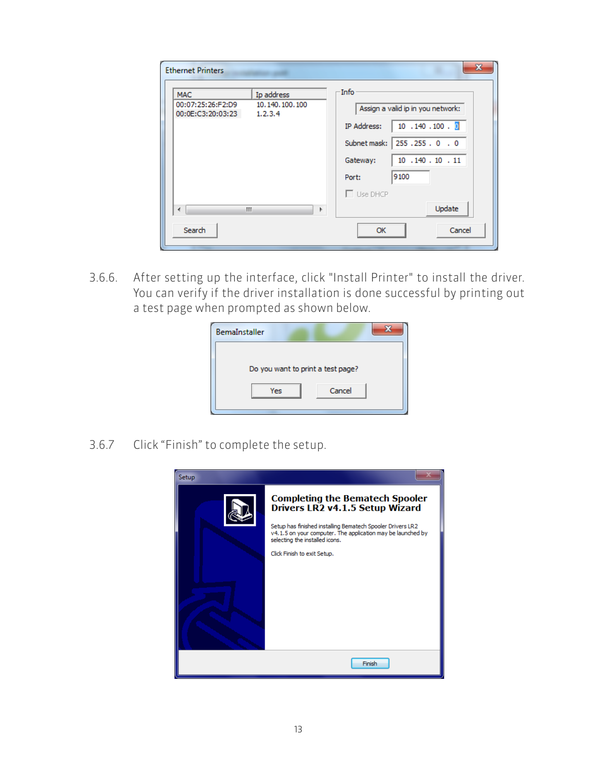3.6.6. After setting up the interface, click "Install Printer" to install the driver. You can verify if the driver installation is done successful by printing out a test page when prompted as shown below.

3.6.7 Click “Finish” to complete the setup.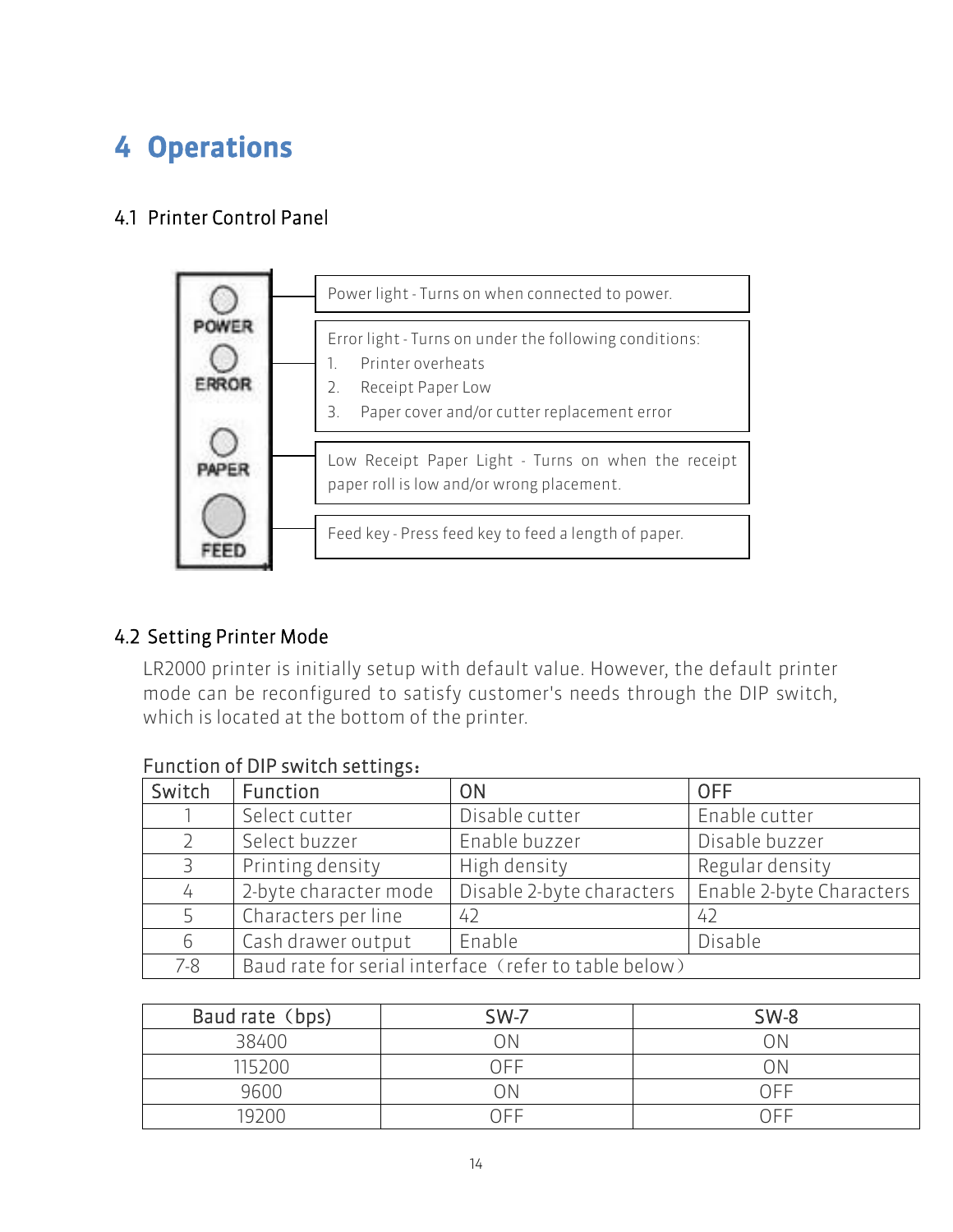# 4 Operations

## 4.1 Printer Control Panel

POWER

ERROR

PAPER

FEED

Power light - Turns on when connected to power.

Error light - Turns on under the following conditions:

1. Printer overheats
2. Receipt Paper Low
3. Paper cover and/or cutter replacement error

Low Receipt Paper Light - Turns on when the receipt paper roll is low and/or wrong placement.

Feed key - Press feed key to feed a length of paper.

## 4.2 Setting Printer Mode

LR2000 printer is initially setup with default value. However, the default printer mode can be reconfigured to satisfy customer's needs through the DIP switch, which is located at the bottom of the printer.

Function of DIP switch settings：

| Switch | Function | ON | OFF |
|---|---|---|---|
| 1 | Select cutter | Disable cutter | Enable cutter |
| 2 | Select buzzer | Enable buzzer | Disable buzzer |
| 3 | Printing density | High density | Regular density |
| 4 | 2-byte character mode | Disable 2-byte characters | Enable 2-byte Characters |
| 5 | Characters per line | 42 | 42 |
| 6 | Cash drawer output | Enable | Disable |
| 7-8 | Baud rate for serial interface（refer to table below） | | |

| Baud rate（bps） | SW-7 | SW-8 |
|---|---|---|
| 38400 | ON | ON |
| 115200 | OFF | ON |
| 9600 | ON | OFF |
| 19200 | OFF | OFF |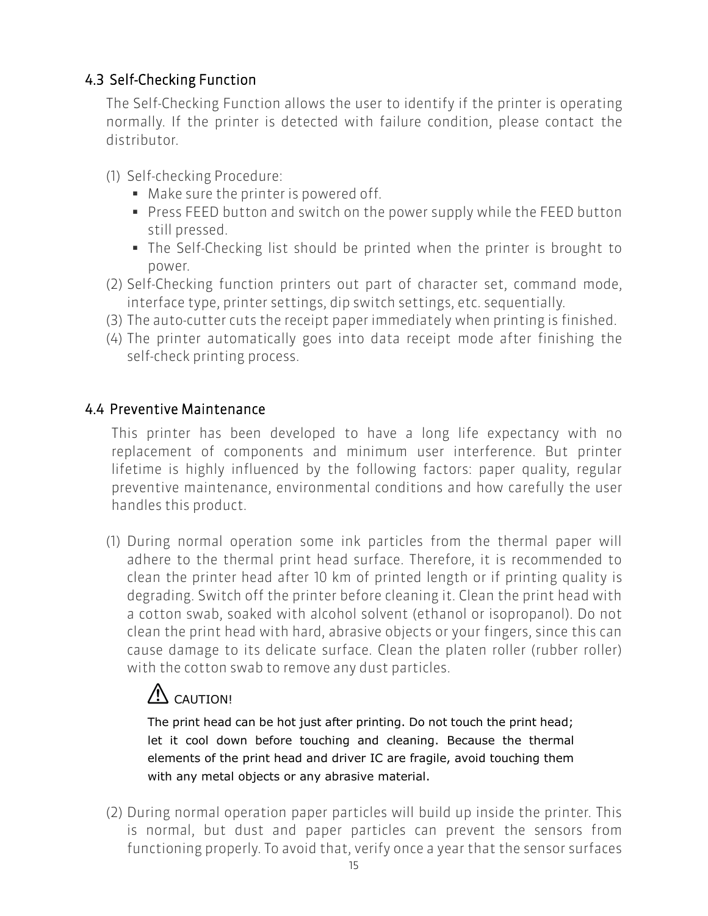## 4.3 Self-Checking Function

The Self-Checking Function allows the user to identify if the printer is operating normally. If the printer is detected with failure condition, please contact the distributor.

(1) Self-checking Procedure:
   - Make sure the printer is powered off.
   - Press FEED button and switch on the power supply while the FEED button still pressed.
   - The Self-Checking list should be printed when the printer is brought to power.

(2) Self-Checking function printers out part of character set, command mode, interface type, printer settings, dip switch settings, etc. sequentially.

(3) The auto-cutter cuts the receipt paper immediately when printing is finished.

(4) The printer automatically goes into data receipt mode after finishing the self-check printing process.

## 4.4 Preventive Maintenance

This printer has been developed to have a long life expectancy with no replacement of components and minimum user interference. But printer lifetime is highly influenced by the following factors: paper quality, regular preventive maintenance, environmental conditions and how carefully the user handles this product.

(1) During normal operation some ink particles from the thermal paper will adhere to the thermal print head surface. Therefore, it is recommended to clean the printer head after 10 km of printed length or if printing quality is degrading. Switch off the printer before cleaning it. Clean the print head with a cotton swab, soaked with alcohol solvent (ethanol or isopropanol). Do not clean the print head with hard, abrasive objects or your fingers, since this can cause damage to its delicate surface. Clean the platen roller (rubber roller) with the cotton swab to remove any dust particles.

   ⚠ CAUTION!

   The print head can be hot just after printing. Do not touch the print head; let it cool down before touching and cleaning. Because the thermal elements of the print head and driver IC are fragile, avoid touching them with any metal objects or any abrasive material.

(2) During normal operation paper particles will build up inside the printer. This is normal, but dust and paper particles can prevent the sensors from functioning properly. To avoid that, verify once a year that the sensor surfaces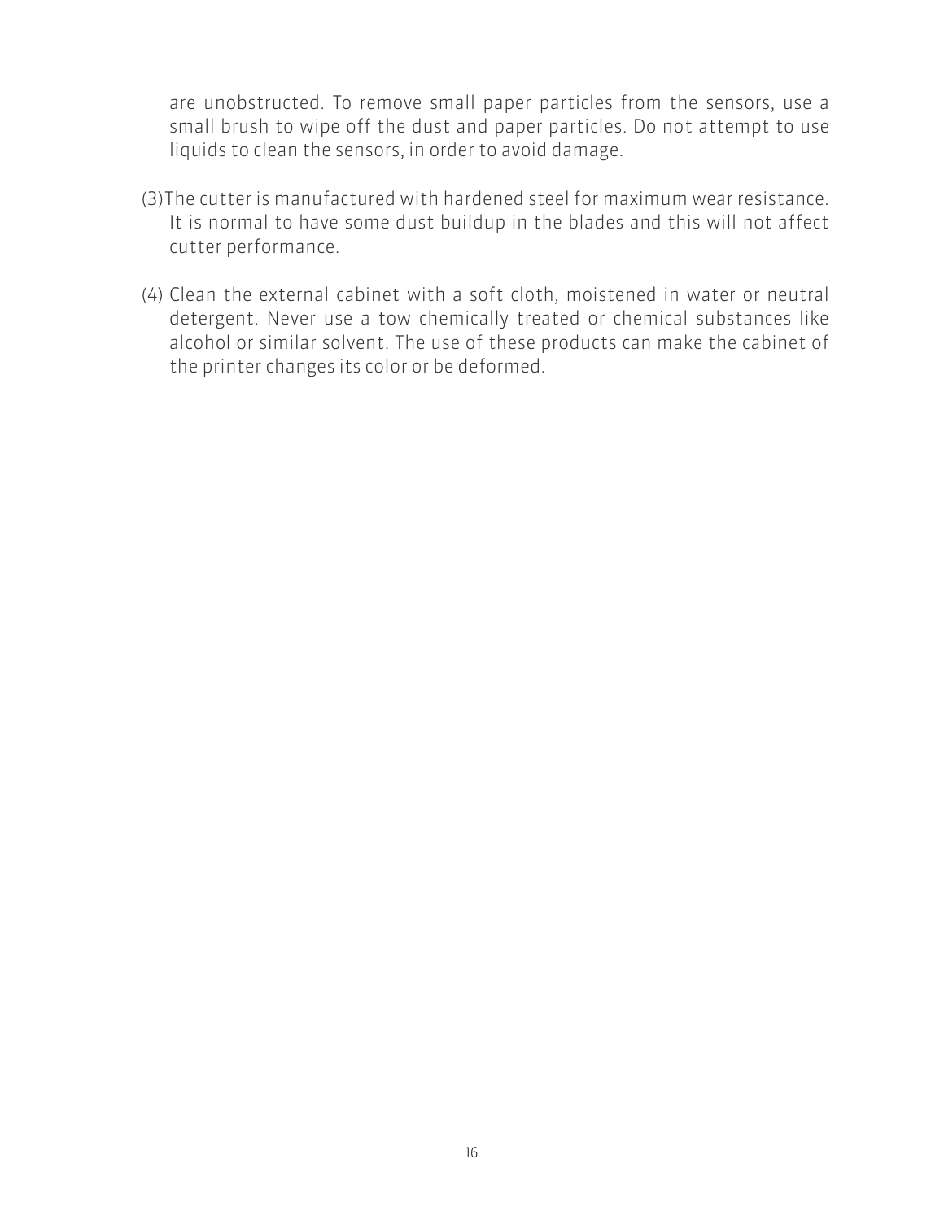are unobstructed. To remove small paper particles from the sensors, use a small brush to wipe off the dust and paper particles. Do not attempt to use liquids to clean the sensors, in order to avoid damage.

(3)The cutter is manufactured with hardened steel for maximum wear resistance. It is normal to have some dust buildup in the blades and this will not affect cutter performance.

(4) Clean the external cabinet with a soft cloth, moistened in water or neutral detergent. Never use a tow chemically treated or chemical substances like alcohol or similar solvent. The use of these products can make the cabinet of the printer changes its color or be deformed.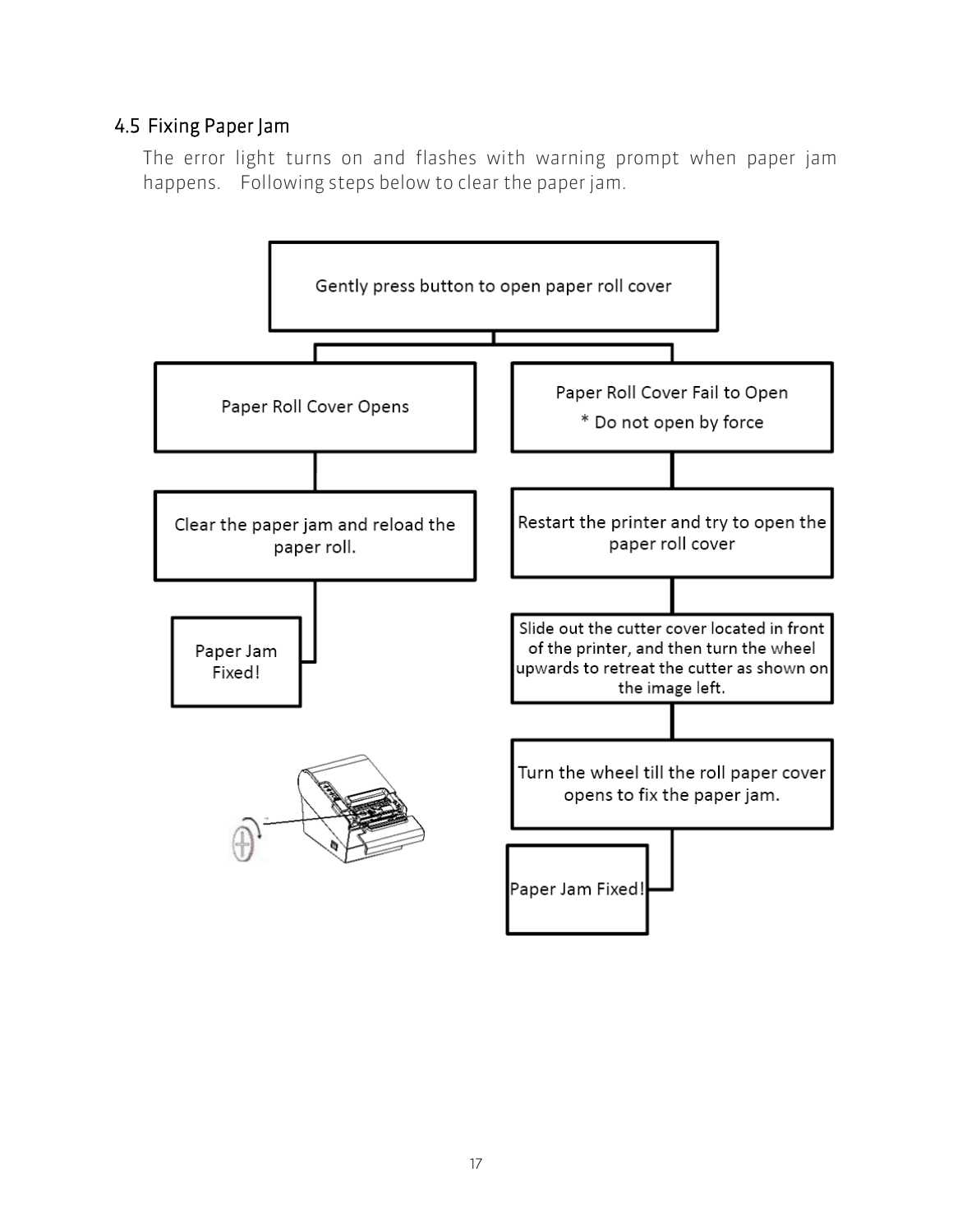## 4.5 Fixing Paper Jam

The error light turns on and flashes with warning prompt when paper jam happens. Following steps below to clear the paper jam.

Gently press button to open paper roll cover

Paper Roll Cover Opens

Clear the paper jam and reload the paper roll.

Paper Jam Fixed!

Paper Roll Cover Fail to Open
* Do not open by force

Restart the printer and try to open the paper roll cover

Slide out the cutter cover located in front of the printer, and then turn the wheel upwards to retreat the cutter as shown on the image left.

Turn the wheel till the roll paper cover opens to fix the paper jam.

Paper Jam Fixed!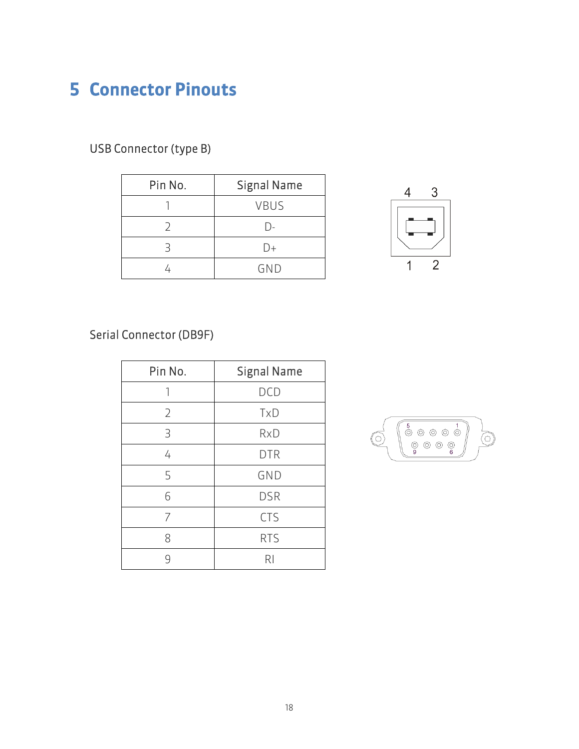# 5 Connector Pinouts

USB Connector (type B)

| Pin No. | Signal Name |
|---|---|
| 1 | VBUS |
| 2 | D- |
| 3 | D+ |
| 4 | GND |

Serial Connector (DB9F)

| Pin No. | Signal Name |
|---|---|
| 1 | DCD |
| 2 | TxD |
| 3 | RxD |
| 4 | DTR |
| 5 | GND |
| 6 | DSR |
| 7 | CTS |
| 8 | RTS |
| 9 | RI |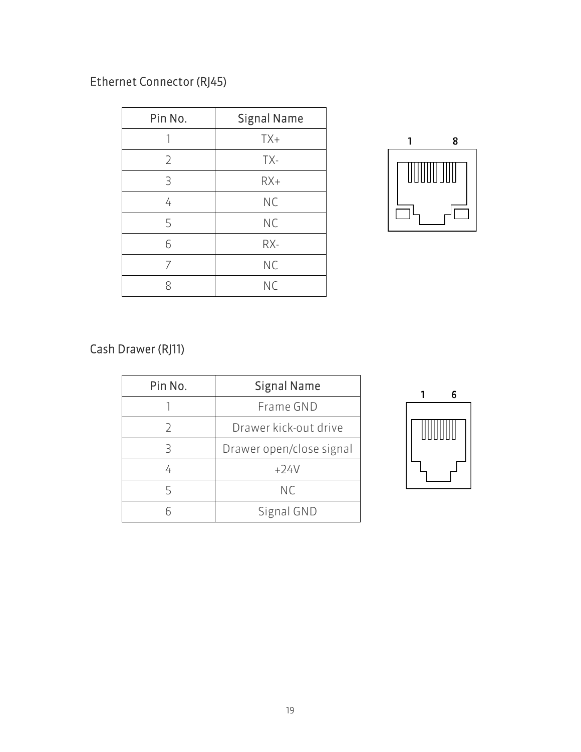## Ethernet Connector (RJ45)

| Pin No. | Signal Name |
|---|---|
| 1 | TX+ |
| 2 | TX- |
| 3 | RX+ |
| 4 | NC |
| 5 | NC |
| 6 | RX- |
| 7 | NC |
| 8 | NC |

## Cash Drawer (RJ11)

| Pin No. | Signal Name |
|---|---|
| 1 | Frame GND |
| 2 | Drawer kick-out drive |
| 3 | Drawer open/close signal |
| 4 | +24V |
| 5 | NC |
| 6 | Signal GND |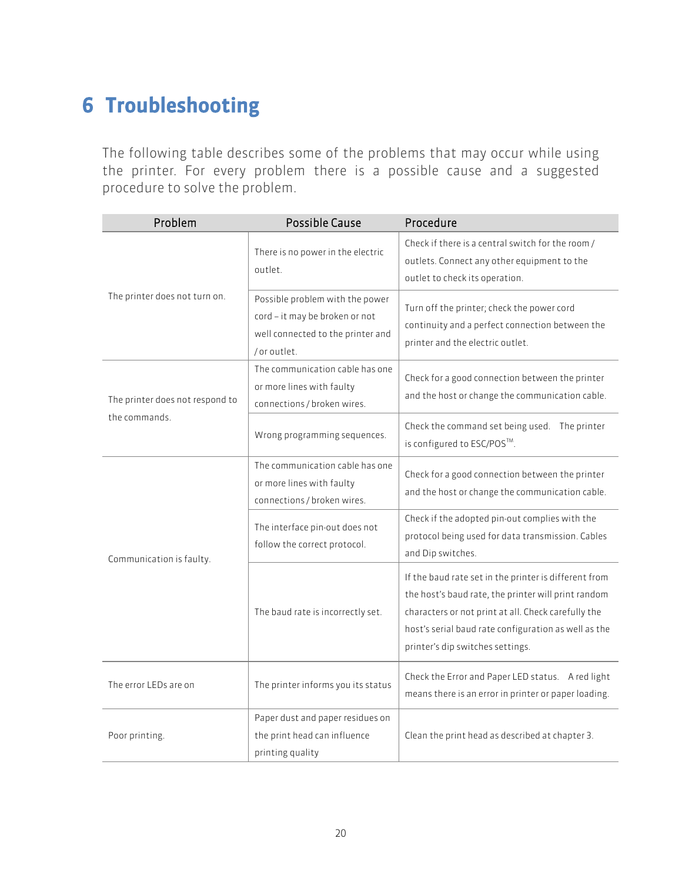# 6 Troubleshooting

The following table describes some of the problems that may occur while using the printer. For every problem there is a possible cause and a suggested procedure to solve the problem.

| Problem | Possible Cause | Procedure |
|---|---|---|
| The printer does not turn on. | There is no power in the electric outlet. | Check if there is a central switch for the room / outlets. Connect any other equipment to the outlet to check its operation. |
| | Possible problem with the power cord – it may be broken or not well connected to the printer and / or outlet. | Turn off the printer; check the power cord continuity and a perfect connection between the printer and the electric outlet. |
| The printer does not respond to the commands. | The communication cable has one or more lines with faulty connections / broken wires. | Check for a good connection between the printer and the host or change the communication cable. |
| | Wrong programming sequences. | Check the command set being used. The printer is configured to ESC/POS™. |
| Communication is faulty. | The communication cable has one or more lines with faulty connections / broken wires. | Check for a good connection between the printer and the host or change the communication cable. |
| | The interface pin-out does not follow the correct protocol. | Check if the adopted pin-out complies with the protocol being used for data transmission. Cables and Dip switches. |
| | The baud rate is incorrectly set. | If the baud rate set in the printer is different from the host's baud rate, the printer will print random characters or not print at all. Check carefully the host's serial baud rate configuration as well as the printer's dip switches settings. |
| The error LEDs are on | The printer informs you its status | Check the Error and Paper LED status. A red light means there is an error in printer or paper loading. |
| Poor printing. | Paper dust and paper residues on the print head can influence printing quality | Clean the print head as described at chapter 3. |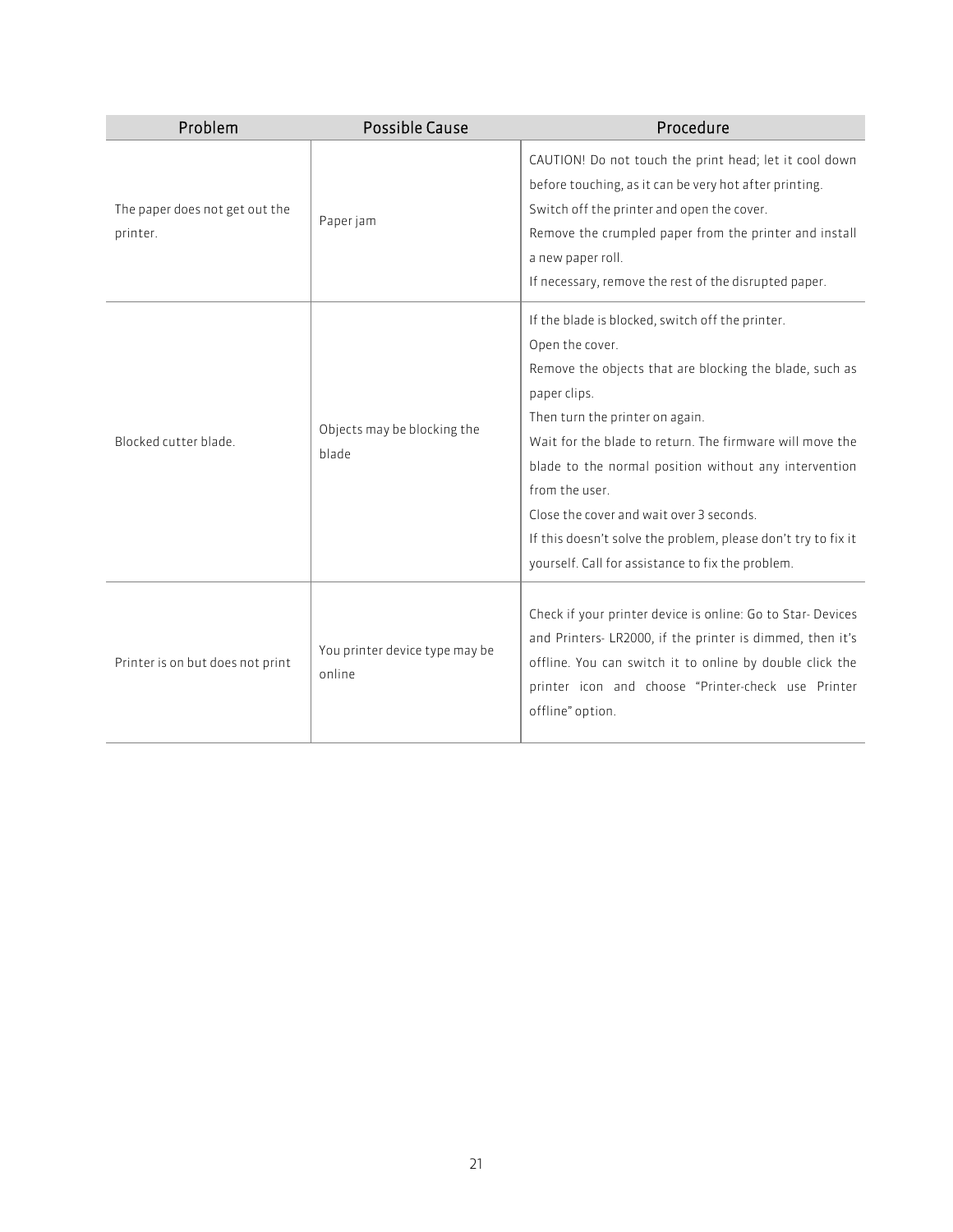| Problem | Possible Cause | Procedure |
|---|---|---|
| The paper does not get out the printer. | Paper jam | CAUTION! Do not touch the print head; let it cool down before touching, as it can be very hot after printing.<br>Switch off the printer and open the cover.<br>Remove the crumpled paper from the printer and install a new paper roll.<br>If necessary, remove the rest of the disrupted paper. |
| Blocked cutter blade. | Objects may be blocking the blade | If the blade is blocked, switch off the printer.<br>Open the cover.<br>Remove the objects that are blocking the blade, such as paper clips.<br>Then turn the printer on again.<br>Wait for the blade to return. The firmware will move the blade to the normal position without any intervention from the user.<br>Close the cover and wait over 3 seconds.<br>If this doesn't solve the problem, please don't try to fix it yourself. Call for assistance to fix the problem. |
| Printer is on but does not print | You printer device type may be online | Check if your printer device is online: Go to Star- Devices and Printers- LR2000, if the printer is dimmed, then it's offline. You can switch it to online by double click the printer icon and choose "Printer-check use Printer offline" option. |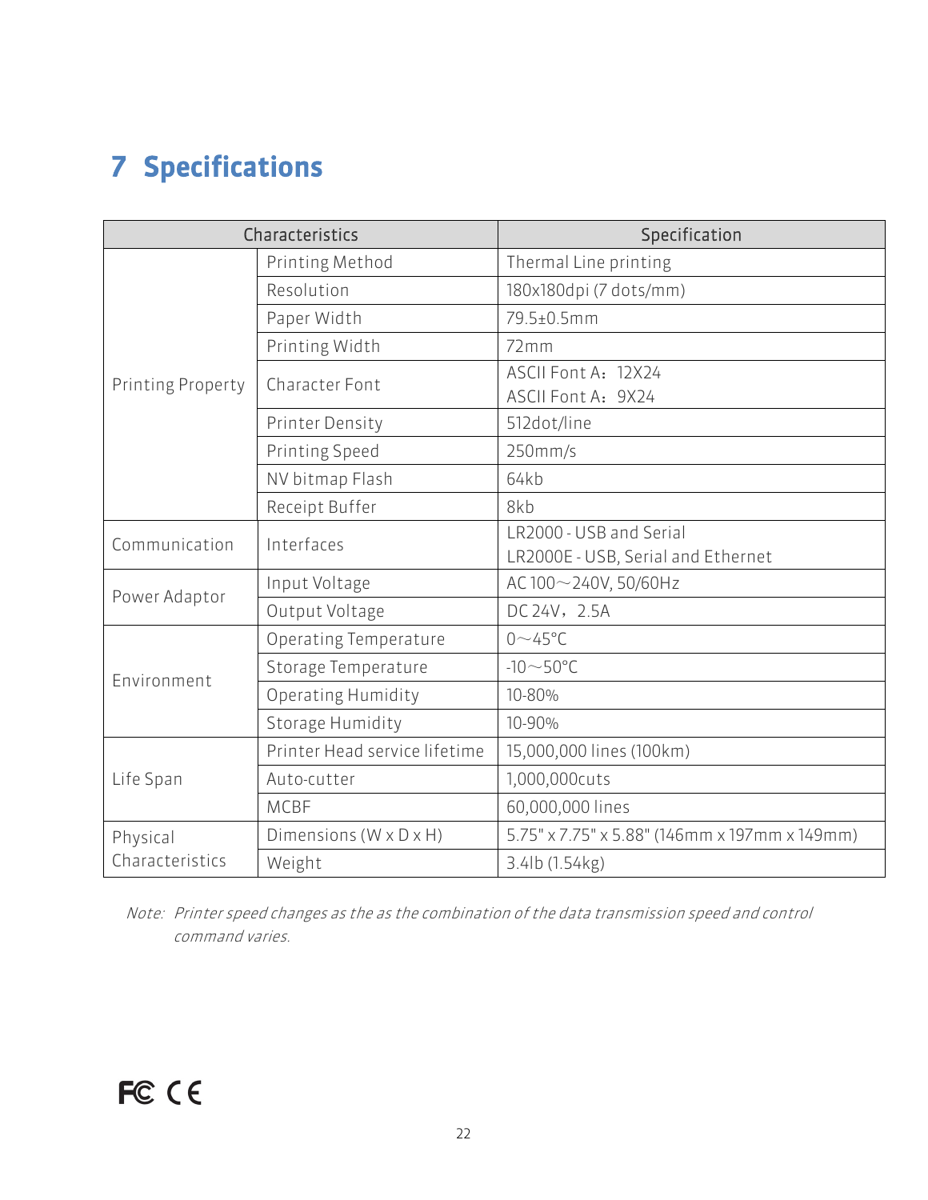# 7 Specifications

| Characteristics | | Specification |
|---|---|---|
| Printing Property | Printing Method | Thermal Line printing |
| | Resolution | 180x180dpi (7 dots/mm) |
| | Paper Width | 79.5±0.5mm |
| | Printing Width | 72mm |
| | Character Font | ASCII Font A：12X24<br>ASCII Font A：9X24 |
| | Printer Density | 512dot/line |
| | Printing Speed | 250mm/s |
| | NV bitmap Flash | 64kb |
| | Receipt Buffer | 8kb |
| Communication | Interfaces | LR2000 - USB and Serial<br>LR2000E - USB, Serial and Ethernet |
| Power Adaptor | Input Voltage | AC 100～240V, 50/60Hz |
| | Output Voltage | DC 24V，2.5A |
| Environment | Operating Temperature | 0～45°C |
| | Storage Temperature | -10～50°C |
| | Operating Humidity | 10-80% |
| | Storage Humidity | 10-90% |
| Life Span | Printer Head service lifetime | 15,000,000 lines (100km) |
| | Auto-cutter | 1,000,000cuts |
| | MCBF | 60,000,000 lines |
| Physical Characteristics | Dimensions (W x D x H) | 5.75" x 7.75" x 5.88" (146mm x 197mm x 149mm) |
| | Weight | 3.4lb (1.54kg) |

*Note: Printer speed changes as the as the combination of the data transmission speed and control command varies.*

FC CE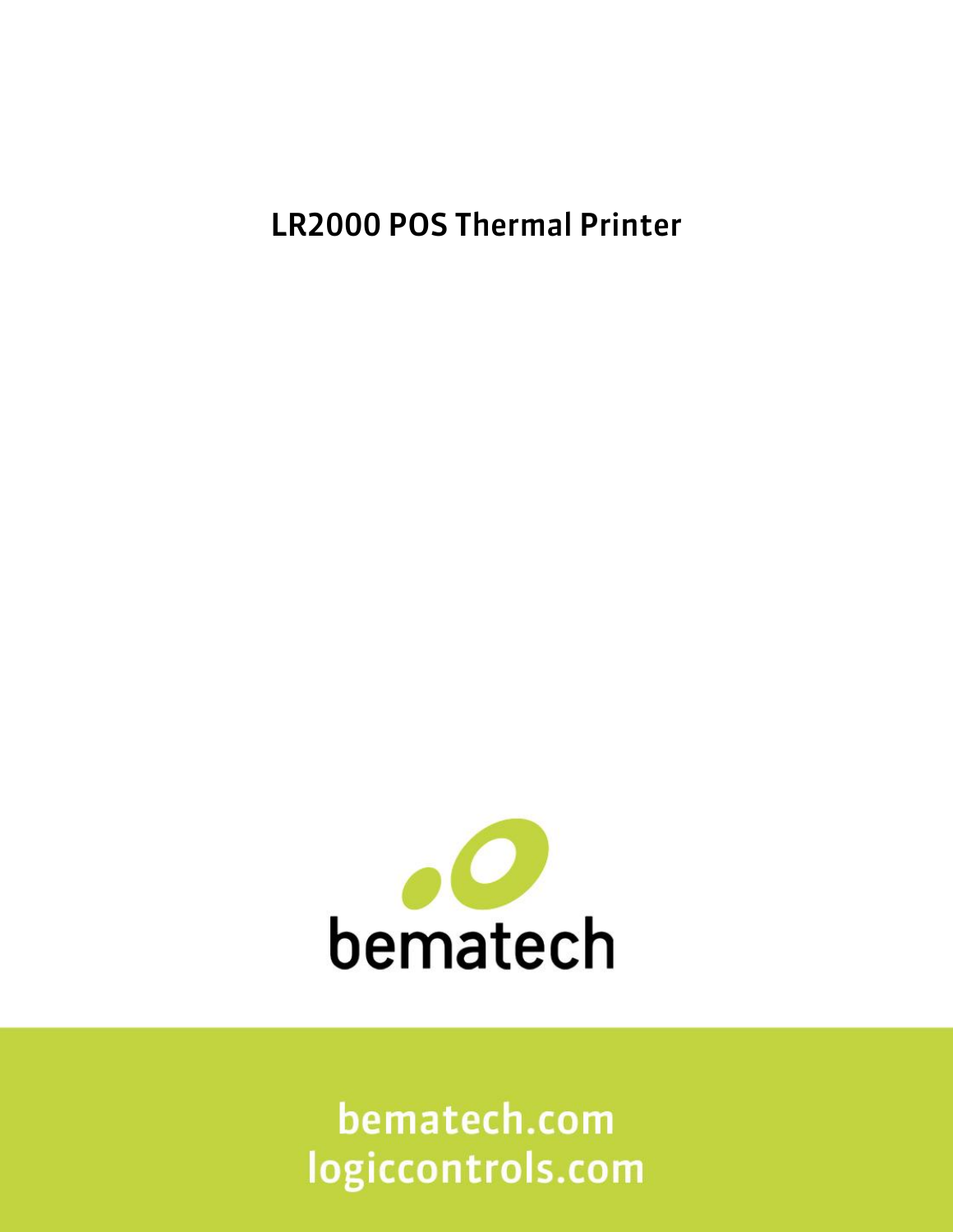# LR2000 POS Thermal Printer

bematech

bematech.com
logiccontrols.com